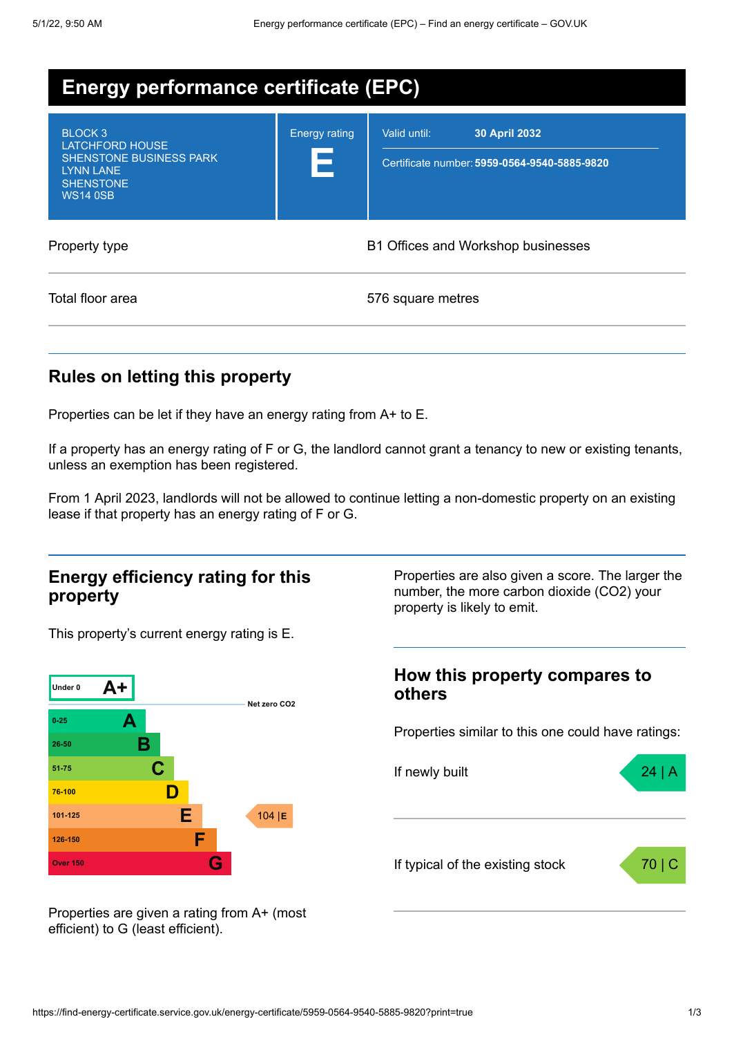# Energy performance certificate (EPC)

BLOCK 3
LATCHFORD HOUSE
SHENSTONE BUSINESS PARK
LYNN LANE
SHENSTONE
WS14 0SB

Energy rating

**E**

Valid until: **30 April 2032**

Certificate number: **5959-0564-9540-5885-9820**

| | |
|---|---|
| Property type | B1 Offices and Workshop businesses |
| Total floor area | 576 square metres |

## Rules on letting this property

Properties can be let if they have an energy rating from A+ to E.

If a property has an energy rating of F or G, the landlord cannot grant a tenancy to new or existing tenants, unless an exemption has been registered.

From 1 April 2023, landlords will not be allowed to continue letting a non-domestic property on an existing lease if that property has an energy rating of F or G.

## Energy efficiency rating for this property

This property's current energy rating is E.

| Score | Rating |
|---|---|
| Under 0 | A+ |
| Net zero CO2 | |
| 0-25 | A |
| 26-50 | B |
| 51-75 | C |
| 76-100 | D |
| 101-125 | E (this property: 104 \| E) |
| 126-150 | F |
| Over 150 | G |

Properties are given a rating from A+ (most efficient) to G (least efficient).

Properties are also given a score. The larger the number, the more carbon dioxide ($CO_2$) your property is likely to emit.

## How this property compares to others

Properties similar to this one could have ratings:

| | |
|---|---|
| If newly built | 24 \| A |
| If typical of the existing stock | 70 \| C |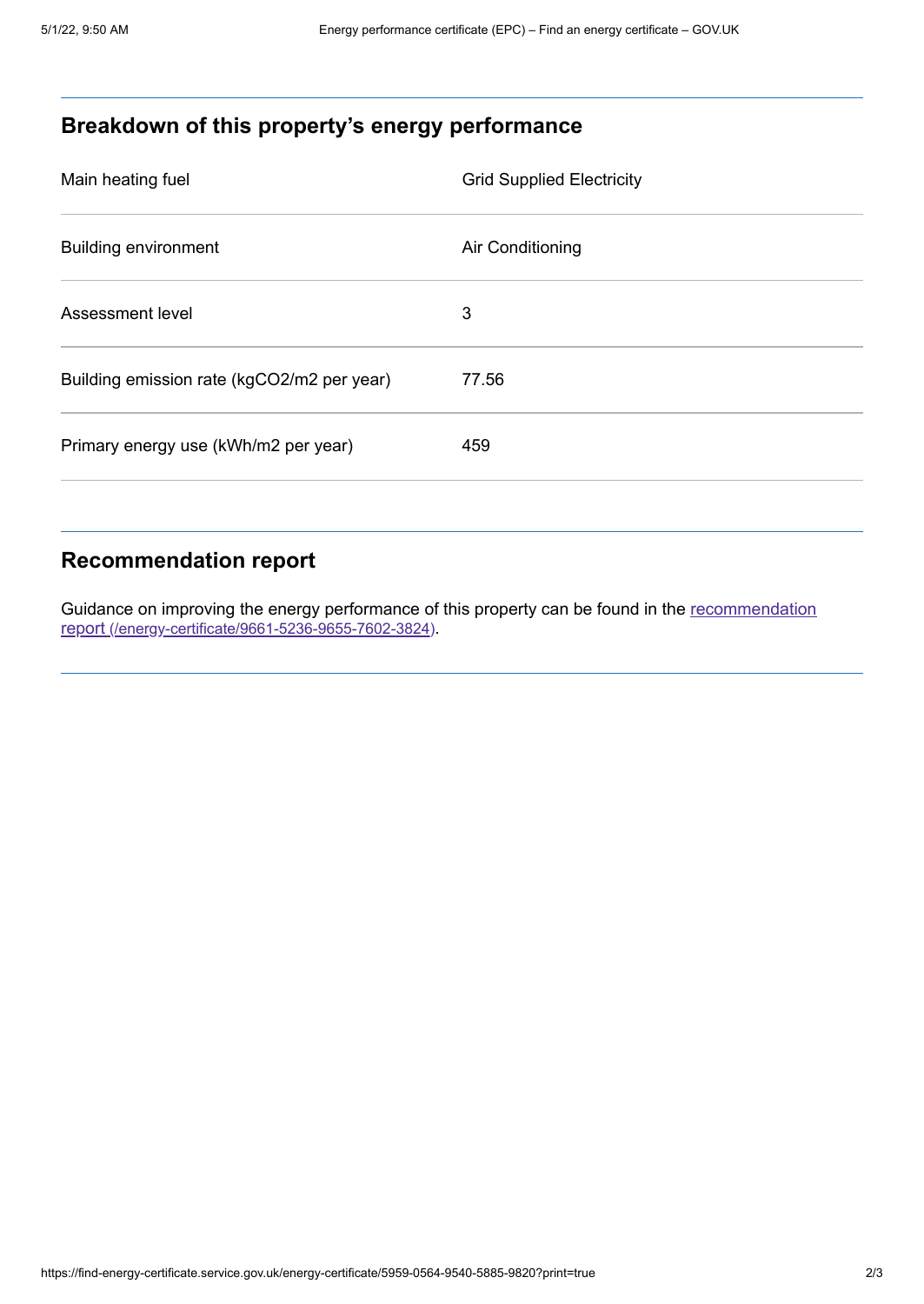## Breakdown of this property's energy performance

| | |
|---|---|
| Main heating fuel | Grid Supplied Electricity |
| Building environment | Air Conditioning |
| Assessment level | 3 |
| Building emission rate (kgCO2/m2 per year) | 77.56 |
| Primary energy use (kWh/m2 per year) | 459 |

## Recommendation report

Guidance on improving the energy performance of this property can be found in the [recommendation report (/energy-certificate/9661-5236-9655-7602-3824)](/energy-certificate/9661-5236-9655-7602-3824).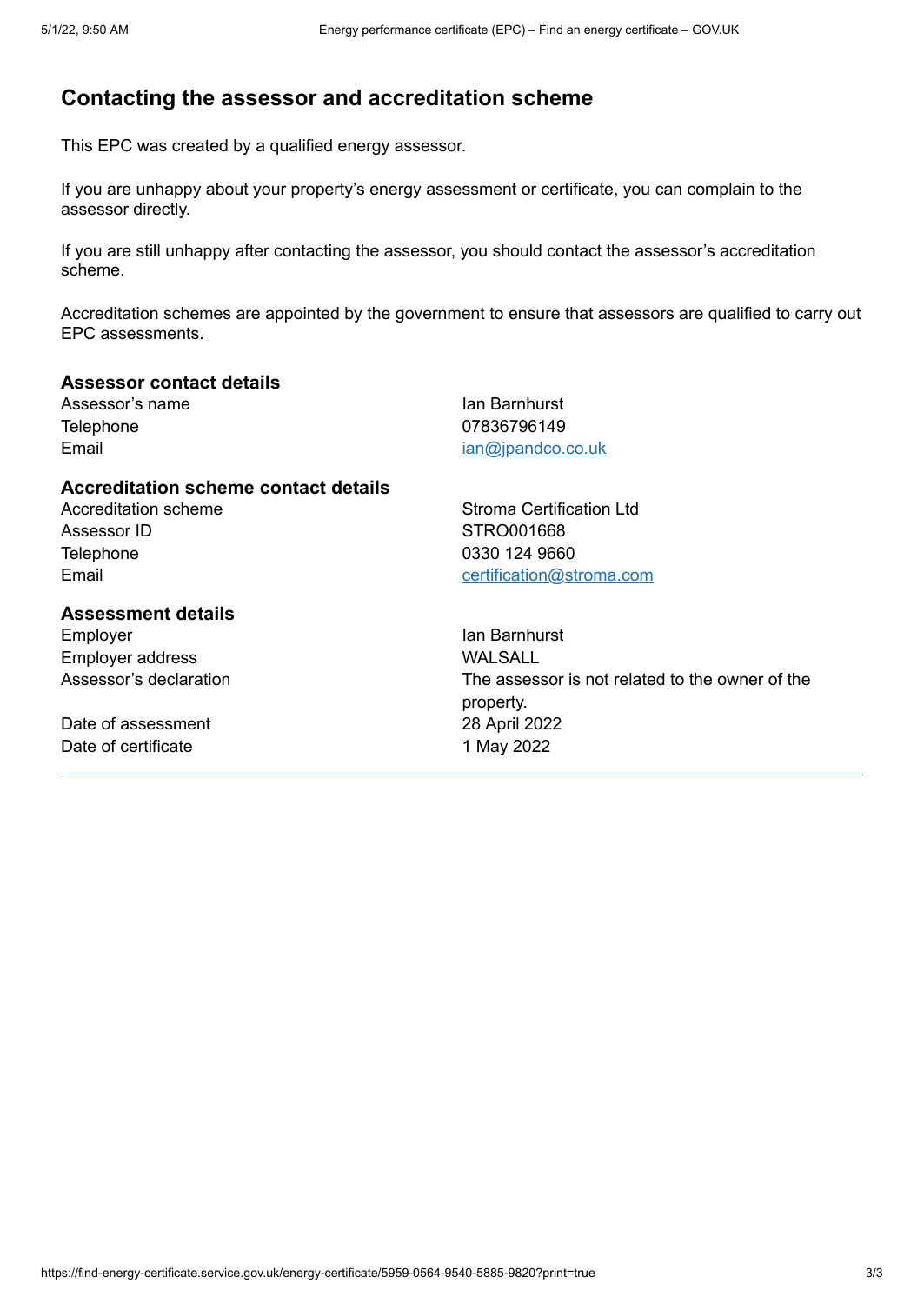## Contacting the assessor and accreditation scheme

This EPC was created by a qualified energy assessor.

If you are unhappy about your property's energy assessment or certificate, you can complain to the assessor directly.

If you are still unhappy after contacting the assessor, you should contact the assessor's accreditation scheme.

Accreditation schemes are appointed by the government to ensure that assessors are qualified to carry out EPC assessments.

### Assessor contact details

| | |
|---|---|
| Assessor's name | Ian Barnhurst |
| Telephone | 07836796149 |
| Email | ian@jpandco.co.uk |

### Accreditation scheme contact details

| | |
|---|---|
| Accreditation scheme | Stroma Certification Ltd |
| Assessor ID | STRO001668 |
| Telephone | 0330 124 9660 |
| Email | certification@stroma.com |

### Assessment details

| | |
|---|---|
| Employer | Ian Barnhurst |
| Employer address | WALSALL |
| Assessor's declaration | The assessor is not related to the owner of the property. |
| Date of assessment | 28 April 2022 |
| Date of certificate | 1 May 2022 |